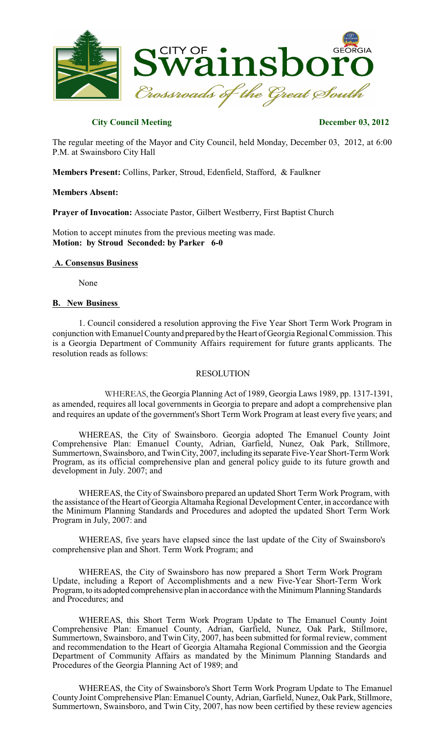# CITY OF Swainsboro GEORGIA

*Crossroads of the Great South*

**City Council Meeting** **December 03, 2012**

The regular meeting of the Mayor and City Council, held Monday, December 03, 2012, at 6:00 P.M. at Swainsboro City Hall

**Members Present:** Collins, Parker, Stroud, Edenfield, Stafford, & Faulkner

**Members Absent:**

**Prayer of Invocation:** Associate Pastor, Gilbert Westberry, First Baptist Church

Motion to accept minutes from the previous meeting was made.
**Motion: by Stroud Seconded: by Parker 6-0**

## A. Consensus Business

None

## B. New Business

1. Council considered a resolution approving the Five Year Short Term Work Program in conjunction with Emanuel County and prepared by the Heart of Georgia Regional Commission. This is a Georgia Department of Community Affairs requirement for future grants applicants. The resolution reads as follows:

RESOLUTION

WHEREAS, the Georgia Planning Act of 1989, Georgia Laws 1989, pp. 1317-1391, as amended, requires all local governments in Georgia to prepare and adopt a comprehensive plan and requires an update of the government's Short Term Work Program at least every five years; and

WHEREAS, the City of Swainsboro. Georgia adopted The Emanuel County Joint Comprehensive Plan: Emanuel County, Adrian, Garfield, Nunez, Oak Park, Stillmore, Summertown, Swainsboro, and Twin City, 2007, including its separate Five-Year Short-Term Work Program, as its official comprehensive plan and general policy guide to its future growth and development in July. 2007; and

WHEREAS, the City of Swainsboro prepared an updated Short Term Work Program, with the assistance of the Heart of Georgia Altamaha Regional Development Center, in accordance with the Minimum Planning Standards and Procedures and adopted the updated Short Term Work Program in July, 2007: and

WHEREAS, five years have elapsed since the last update of the City of Swainsboro's comprehensive plan and Short. Term Work Program; and

WHEREAS, the City of Swainsboro has now prepared a Short Term Work Program Update, including a Report of Accomplishments and a new Five-Year Short-Term Work Program, to its adopted comprehensive plan in accordance with the Minimum Planning Standards and Procedures; and

WHEREAS, this Short Term Work Program Update to The Emanuel County Joint Comprehensive Plan: Emanuel County, Adrian, Garfield, Nunez, Oak Park, Stillmore, Summertown, Swainsboro, and Twin City, 2007, has been submitted for formal review, comment and recommendation to the Heart of Georgia Altamaha Regional Commission and the Georgia Department of Community Affairs as mandated by the Minimum Planning Standards and Procedures of the Georgia Planning Act of 1989; and

WHEREAS, the City of Swainsboro's Short Term Work Program Update to The Emanuel County Joint Comprehensive Plan: Emanuel County, Adrian, Garfield, Nunez, Oak Park, Stillmore, Summertown, Swainsboro, and Twin City, 2007, has now been certified by these review agencies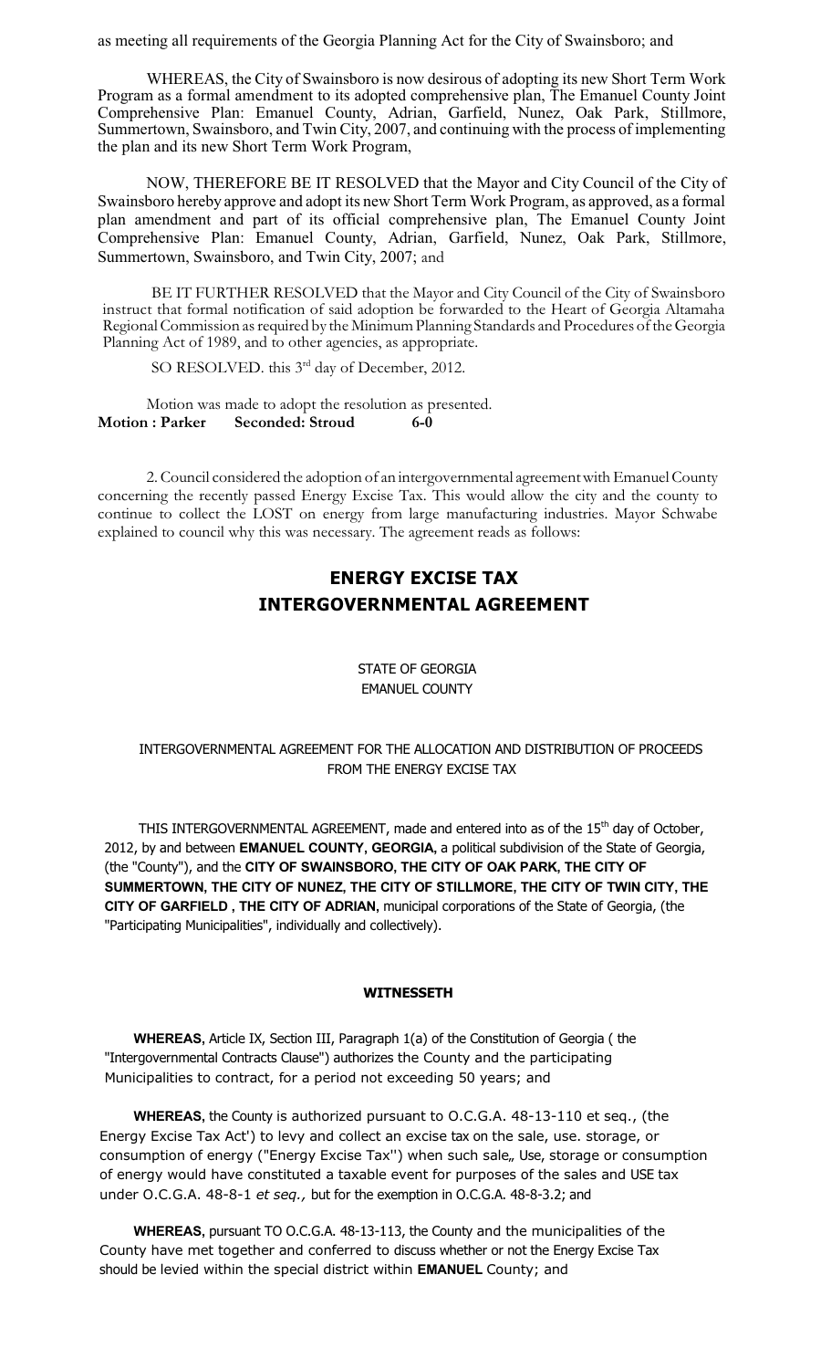as meeting all requirements of the Georgia Planning Act for the City of Swainsboro; and

WHEREAS, the City of Swainsboro is now desirous of adopting its new Short Term Work Program as a formal amendment to its adopted comprehensive plan, The Emanuel County Joint Comprehensive Plan: Emanuel County, Adrian, Garfield, Nunez, Oak Park, Stillmore, Summertown, Swainsboro, and Twin City, 2007, and continuing with the process of implementing the plan and its new Short Term Work Program,

NOW, THEREFORE BE IT RESOLVED that the Mayor and City Council of the City of Swainsboro hereby approve and adopt its new Short Term Work Program, as approved, as a formal plan amendment and part of its official comprehensive plan, The Emanuel County Joint Comprehensive Plan: Emanuel County, Adrian, Garfield, Nunez, Oak Park, Stillmore, Summertown, Swainsboro, and Twin City, 2007; and

BE IT FURTHER RESOLVED that the Mayor and City Council of the City of Swainsboro instruct that formal notification of said adoption be forwarded to the Heart of Georgia Altamaha Regional Commission as required by the Minimum Planning Standards and Procedures of the Georgia Planning Act of 1989, and to other agencies, as appropriate.

SO RESOLVED. this 3rd day of December, 2012.

Motion was made to adopt the resolution as presented.
**Motion : Parker Seconded: Stroud 6-0**

2. Council considered the adoption of an intergovernmental agreement with Emanuel County concerning the recently passed Energy Excise Tax. This would allow the city and the county to continue to collect the LOST on energy from large manufacturing industries. Mayor Schwabe explained to council why this was necessary. The agreement reads as follows:

## ENERGY EXCISE TAX INTERGOVERNMENTAL AGREEMENT

STATE OF GEORGIA
EMANUEL COUNTY

INTERGOVERNMENTAL AGREEMENT FOR THE ALLOCATION AND DISTRIBUTION OF PROCEEDS FROM THE ENERGY EXCISE TAX

THIS INTERGOVERNMENTAL AGREEMENT, made and entered into as of the 15th day of October, 2012, by and between **EMANUEL COUNTY, GEORGIA,** a political subdivision of the State of Georgia, (the "County"), and the **CITY OF SWAINSBORO, THE CITY OF OAK PARK, THE CITY OF SUMMERTOWN, THE CITY OF NUNEZ, THE CITY OF STILLMORE, THE CITY OF TWIN CITY, THE CITY OF GARFIELD , THE CITY OF ADRIAN,** municipal corporations of the State of Georgia, (the "Participating Municipalities", individually and collectively).

**WITNESSETH**

**WHEREAS,** Article IX, Section III, Paragraph 1(a) of the Constitution of Georgia ( the "Intergovernmental Contracts Clause") authorizes the County and the participating Municipalities to contract, for a period not exceeding 50 years; and

**WHEREAS,** the County is authorized pursuant to O.C.G.A. 48-13-110 et seq., (the Energy Excise Tax Act') to levy and collect an excise tax on the sale, use. storage, or consumption of energy ("Energy Excise Tax'') when such sale„ Use, storage or consumption of energy would have constituted a taxable event for purposes of the sales and USE tax under O.C.G.A. 48-8-1 *et seq.,* but for the exemption in O.C.G.A. 48-8-3.2; and

**WHEREAS,** pursuant TO O.C.G.A. 48-13-113, the County and the municipalities of the County have met together and conferred to discuss whether or not the Energy Excise Tax should be levied within the special district within **EMANUEL** County; and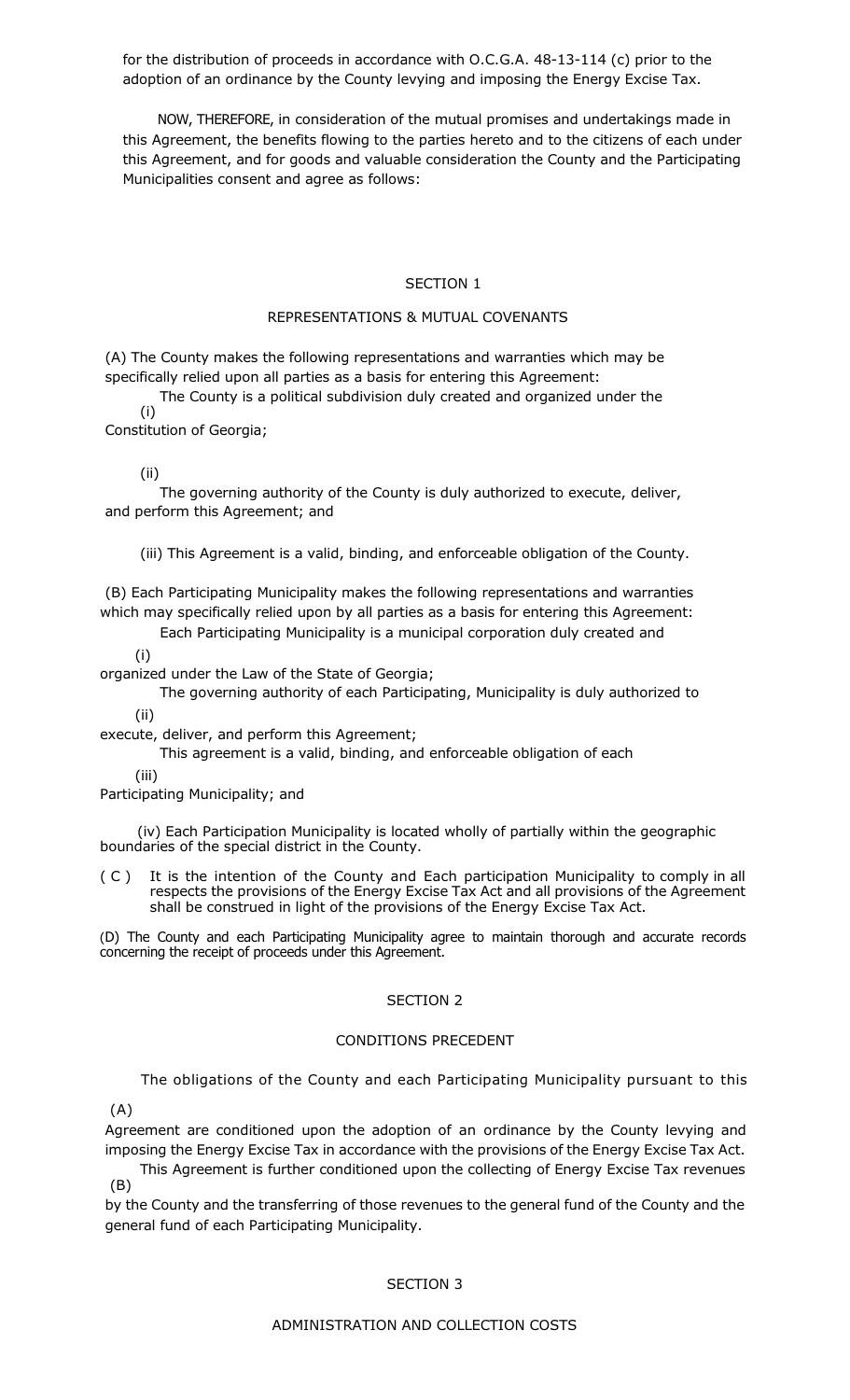for the distribution of proceeds in accordance with O.C.G.A. 48-13-114 (c) prior to the adoption of an ordinance by the County levying and imposing the Energy Excise Tax.

NOW, THEREFORE, in consideration of the mutual promises and undertakings made in this Agreement, the benefits flowing to the parties hereto and to the citizens of each under this Agreement, and for goods and valuable consideration the County and the Participating Municipalities consent and agree as follows:

## SECTION 1

## REPRESENTATIONS & MUTUAL COVENANTS

(A) The County makes the following representations and warranties which may be specifically relied upon all parties as a basis for entering this Agreement:

(i) The County is a political subdivision duly created and organized under the Constitution of Georgia;

(ii) The governing authority of the County is duly authorized to execute, deliver, and perform this Agreement; and

(iii) This Agreement is a valid, binding, and enforceable obligation of the County.

(B) Each Participating Municipality makes the following representations and warranties which may specifically relied upon by all parties as a basis for entering this Agreement:

(i) Each Participating Municipality is a municipal corporation duly created and organized under the Law of the State of Georgia;

(ii) The governing authority of each Participating, Municipality is duly authorized to execute, deliver, and perform this Agreement;

(iii) This agreement is a valid, binding, and enforceable obligation of each Participating Municipality; and

(iv) Each Participation Municipality is located wholly of partially within the geographic boundaries of the special district in the County.

(C) It is the intention of the County and Each participation Municipality to comply in all respects the provisions of the Energy Excise Tax Act and all provisions of the Agreement shall be construed in light of the provisions of the Energy Excise Tax Act.

(D) The County and each Participating Municipality agree to maintain thorough and accurate records concerning the receipt of proceeds under this Agreement.

## SECTION 2

## CONDITIONS PRECEDENT

(A) The obligations of the County and each Participating Municipality pursuant to this Agreement are conditioned upon the adoption of an ordinance by the County levying and imposing the Energy Excise Tax in accordance with the provisions of the Energy Excise Tax Act.

(B) This Agreement is further conditioned upon the collecting of Energy Excise Tax revenues by the County and the transferring of those revenues to the general fund of the County and the general fund of each Participating Municipality.

## SECTION 3

## ADMINISTRATION AND COLLECTION COSTS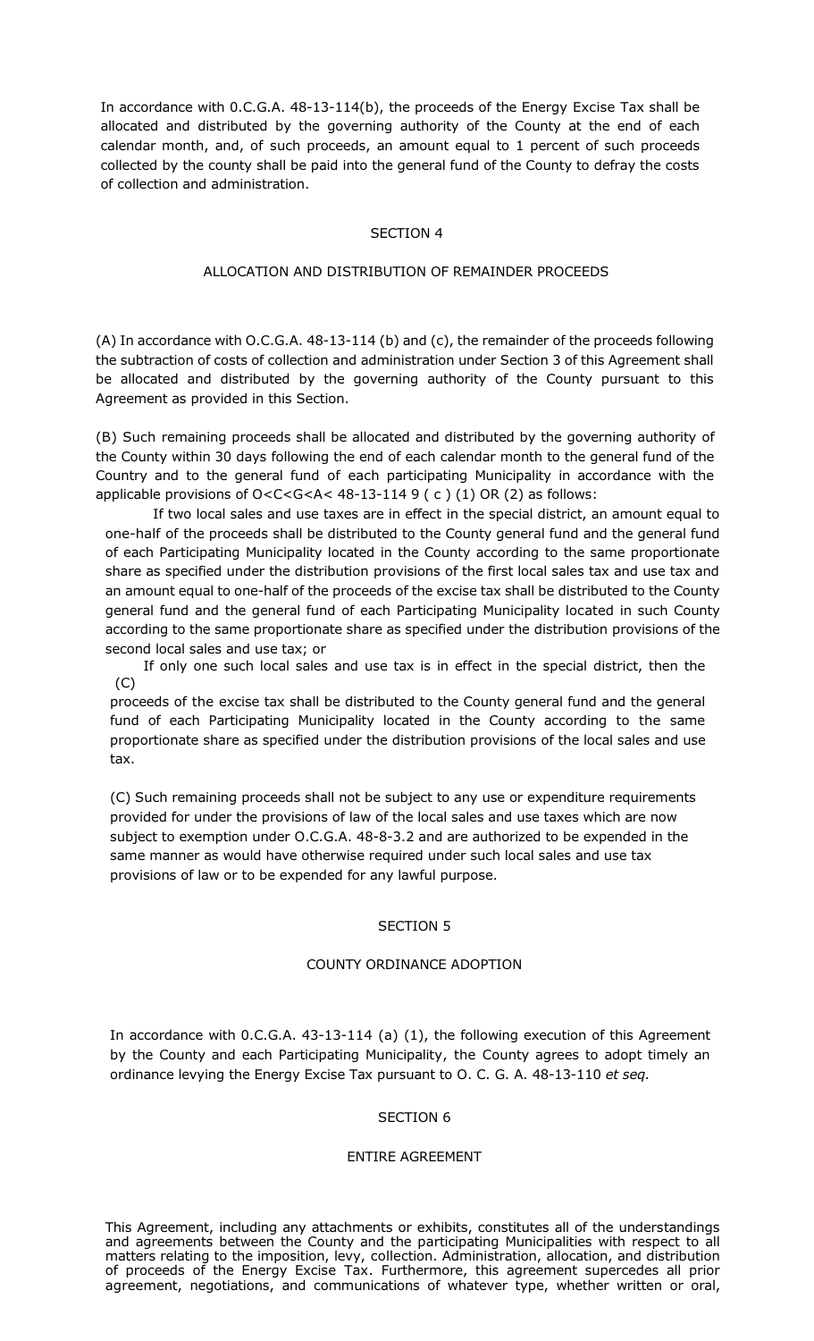In accordance with 0.C.G.A. 48-13-114(b), the proceeds of the Energy Excise Tax shall be allocated and distributed by the governing authority of the County at the end of each calendar month, and, of such proceeds, an amount equal to 1 percent of such proceeds collected by the county shall be paid into the general fund of the County to defray the costs of collection and administration.

SECTION 4

ALLOCATION AND DISTRIBUTION OF REMAINDER PROCEEDS

(A) In accordance with O.C.G.A. 48-13-114 (b) and (c), the remainder of the proceeds following the subtraction of costs of collection and administration under Section 3 of this Agreement shall be allocated and distributed by the governing authority of the County pursuant to this Agreement as provided in this Section.

(B) Such remaining proceeds shall be allocated and distributed by the governing authority of the County within 30 days following the end of each calendar month to the general fund of the Country and to the general fund of each participating Municipality in accordance with the applicable provisions of O<C<G<A< 48-13-114 9 ( c ) (1) OR (2) as follows:

If two local sales and use taxes are in effect in the special district, an amount equal to one-half of the proceeds shall be distributed to the County general fund and the general fund of each Participating Municipality located in the County according to the same proportionate share as specified under the distribution provisions of the first local sales tax and use tax and an amount equal to one-half of the proceeds of the excise tax shall be distributed to the County general fund and the general fund of each Participating Municipality located in such County according to the same proportionate share as specified under the distribution provisions of the second local sales and use tax; or

If only one such local sales and use tax is in effect in the special district, then the (C) proceeds of the excise tax shall be distributed to the County general fund and the general fund of each Participating Municipality located in the County according to the same proportionate share as specified under the distribution provisions of the local sales and use tax.

(C) Such remaining proceeds shall not be subject to any use or expenditure requirements provided for under the provisions of law of the local sales and use taxes which are now subject to exemption under O.C.G.A. 48-8-3.2 and are authorized to be expended in the same manner as would have otherwise required under such local sales and use tax provisions of law or to be expended for any lawful purpose.

SECTION 5

COUNTY ORDINANCE ADOPTION

In accordance with 0.C.G.A. 43-13-114 (a) (1), the following execution of this Agreement by the County and each Participating Municipality, the County agrees to adopt timely an ordinance levying the Energy Excise Tax pursuant to O. C. G. A. 48-13-110 *et seq.*

SECTION 6

ENTIRE AGREEMENT

This Agreement, including any attachments or exhibits, constitutes all of the understandings and agreements between the County and the participating Municipalities with respect to all matters relating to the imposition, levy, collection. Administration, allocation, and distribution of proceeds of the Energy Excise Tax. Furthermore, this agreement supercedes all prior agreement, negotiations, and communications of whatever type, whether written or oral,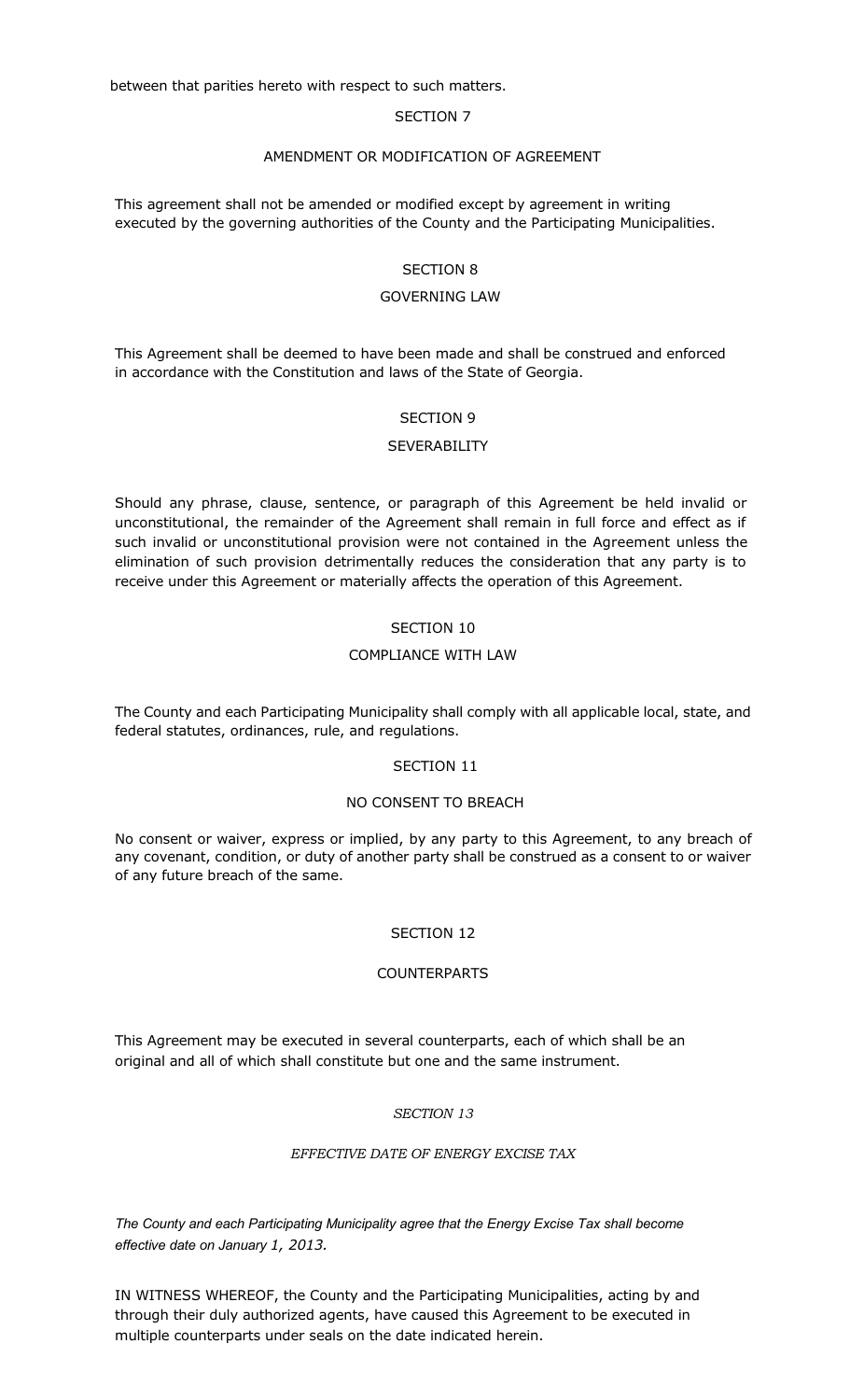between that parities hereto with respect to such matters.

SECTION 7

AMENDMENT OR MODIFICATION OF AGREEMENT

This agreement shall not be amended or modified except by agreement in writing executed by the governing authorities of the County and the Participating Municipalities.

SECTION 8

GOVERNING LAW

This Agreement shall be deemed to have been made and shall be construed and enforced in accordance with the Constitution and laws of the State of Georgia.

SECTION 9

SEVERABILITY

Should any phrase, clause, sentence, or paragraph of this Agreement be held invalid or unconstitutional, the remainder of the Agreement shall remain in full force and effect as if such invalid or unconstitutional provision were not contained in the Agreement unless the elimination of such provision detrimentally reduces the consideration that any party is to receive under this Agreement or materially affects the operation of this Agreement.

SECTION 10

COMPLIANCE WITH LAW

The County and each Participating Municipality shall comply with all applicable local, state, and federal statutes, ordinances, rule, and regulations.

SECTION 11

NO CONSENT TO BREACH

No consent or waiver, express or implied, by any party to this Agreement, to any breach of any covenant, condition, or duty of another party shall be construed as a consent to or waiver of any future breach of the same.

SECTION 12

COUNTERPARTS

This Agreement may be executed in several counterparts, each of which shall be an original and all of which shall constitute but one and the same instrument.

*SECTION 13*

*EFFECTIVE DATE OF ENERGY EXCISE TAX*

*The County and each Participating Municipality agree that the Energy Excise Tax shall become effective date on January 1, 2013.*

IN WITNESS WHEREOF, the County and the Participating Municipalities, acting by and through their duly authorized agents, have caused this Agreement to be executed in multiple counterparts under seals on the date indicated herein.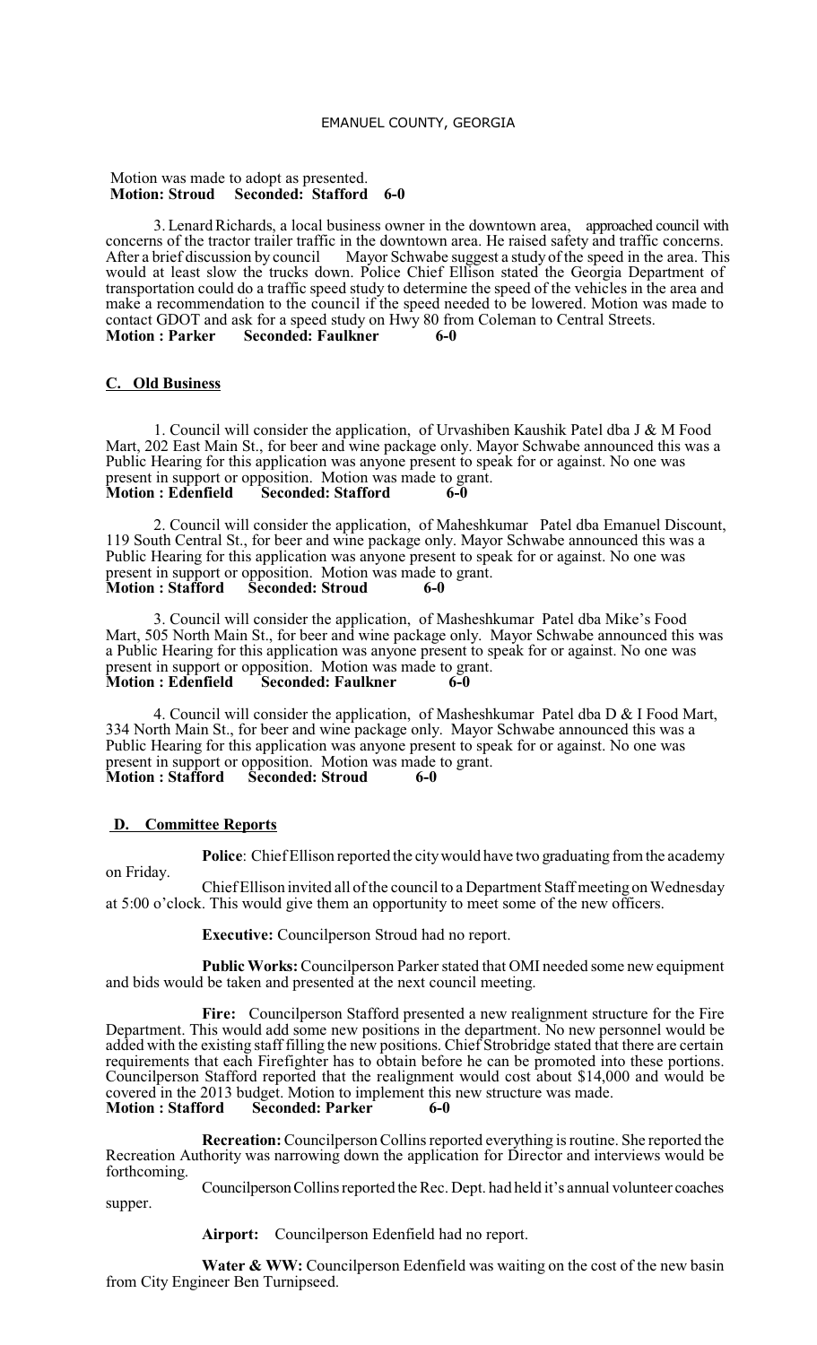Motion was made to adopt as presented.
**Motion: Stroud Seconded: Stafford 6-0**

3. Lenard Richards, a local business owner in the downtown area, approached council with concerns of the tractor trailer traffic in the downtown area. He raised safety and traffic concerns. After a brief discussion by council Mayor Schwabe suggest a study of the speed in the area. This would at least slow the trucks down. Police Chief Ellison stated the Georgia Department of transportation could do a traffic speed study to determine the speed of the vehicles in the area and make a recommendation to the council if the speed needed to be lowered. Motion was made to contact GDOT and ask for a speed study on Hwy 80 from Coleman to Central Streets.
**Motion : Parker Seconded: Faulkner 6-0**

## C. Old Business

1. Council will consider the application, of Urvashiben Kaushik Patel dba J & M Food Mart, 202 East Main St., for beer and wine package only. Mayor Schwabe announced this was a Public Hearing for this application was anyone present to speak for or against. No one was present in support or opposition. Motion was made to grant.
**Motion : Edenfield Seconded: Stafford 6-0**

2. Council will consider the application, of Maheshkumar Patel dba Emanuel Discount, 119 South Central St., for beer and wine package only. Mayor Schwabe announced this was a Public Hearing for this application was anyone present to speak for or against. No one was present in support or opposition. Motion was made to grant.
**Motion : Stafford Seconded: Stroud 6-0**

3. Council will consider the application, of Masheshkumar Patel dba Mike's Food Mart, 505 North Main St., for beer and wine package only. Mayor Schwabe announced this was a Public Hearing for this application was anyone present to speak for or against. No one was present in support or opposition. Motion was made to grant.
**Motion : Edenfield Seconded: Faulkner 6-0**

4. Council will consider the application, of Masheshkumar Patel dba D & I Food Mart, 334 North Main St., for beer and wine package only. Mayor Schwabe announced this was a Public Hearing for this application was anyone present to speak for or against. No one was present in support or opposition. Motion was made to grant.
**Motion : Stafford Seconded: Stroud 6-0**

## D. Committee Reports

**Police**: Chief Ellison reported the city would have two graduating from the academy on Friday.

Chief Ellison invited all of the council to a Department Staff meeting on Wednesday at 5:00 o'clock. This would give them an opportunity to meet some of the new officers.

**Executive:** Councilperson Stroud had no report.

**Public Works:** Councilperson Parker stated that OMI needed some new equipment and bids would be taken and presented at the next council meeting.

**Fire:** Councilperson Stafford presented a new realignment structure for the Fire Department. This would add some new positions in the department. No new personnel would be added with the existing staff filling the new positions. Chief Strobridge stated that there are certain requirements that each Firefighter has to obtain before he can be promoted into these portions. Councilperson Stafford reported that the realignment would cost about $14,000 and would be covered in the 2013 budget. Motion to implement this new structure was made.
**Motion : Stafford Seconded: Parker 6-0**

**Recreation:** Councilperson Collins reported everything is routine. She reported the Recreation Authority was narrowing down the application for Director and interviews would be forthcoming.

Councilperson Collins reported the Rec. Dept. had held it's annual volunteer coaches supper.

**Airport:** Councilperson Edenfield had no report.

**Water & WW:** Councilperson Edenfield was waiting on the cost of the new basin from City Engineer Ben Turnipseed.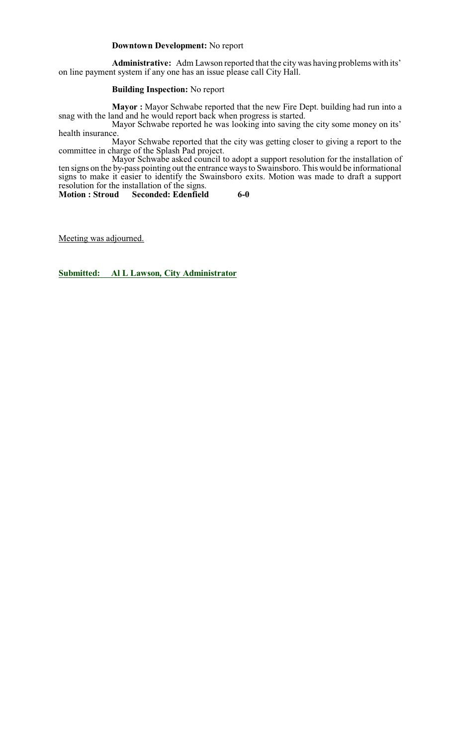**Downtown Development:** No report

**Administrative:** Adm Lawson reported that the city was having problems with its' on line payment system if any one has an issue please call City Hall.

**Building Inspection:** No report

**Mayor :** Mayor Schwabe reported that the new Fire Dept. building had run into a snag with the land and he would report back when progress is started.

Mayor Schwabe reported he was looking into saving the city some money on its' health insurance.

Mayor Schwabe reported that the city was getting closer to giving a report to the committee in charge of the Splash Pad project.

Mayor Schwabe asked council to adopt a support resolution for the installation of ten signs on the by-pass pointing out the entrance ways to Swainsboro. This would be informational signs to make it easier to identify the Swainsboro exits. Motion was made to draft a support resolution for the installation of the signs.

**Motion : Stroud  Seconded: Edenfield  6-0**

Meeting was adjourned.

**Submitted: Al L Lawson, City Administrator**